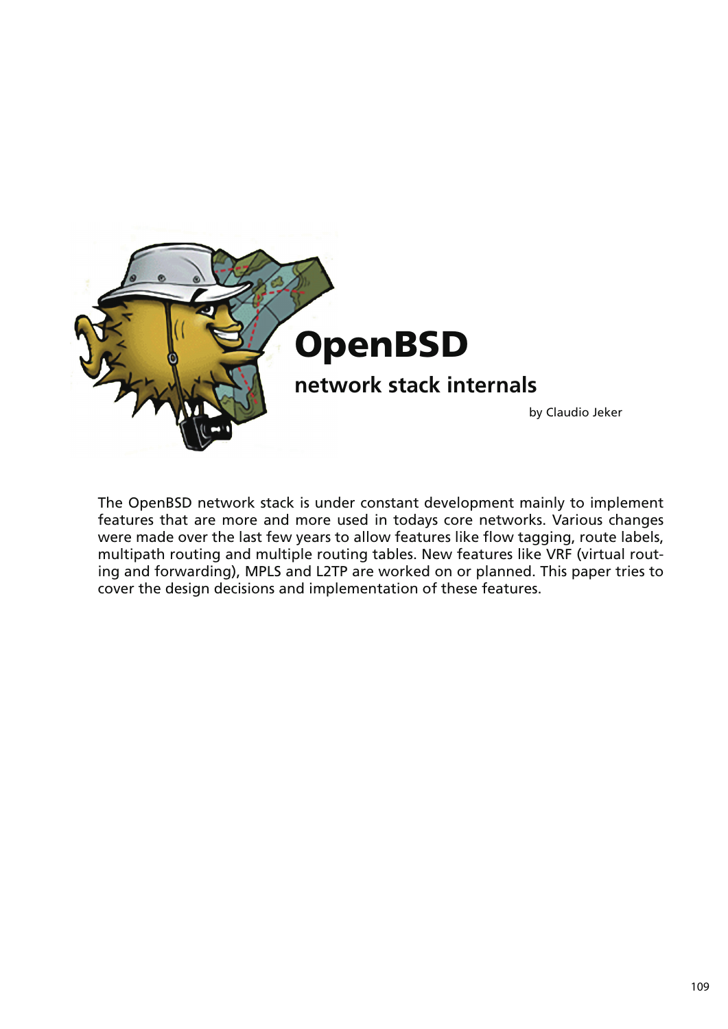# OpenBSD

## network stack internals

by Claudio Jeker

The OpenBSD network stack is under constant development mainly to implement features that are more and more used in todays core networks. Various changes were made over the last few years to allow features like flow tagging, route labels, multipath routing and multiple routing tables. New features like VRF (virtual routing and forwarding), MPLS and L2TP are worked on or planned. This paper tries to cover the design decisions and implementation of these features.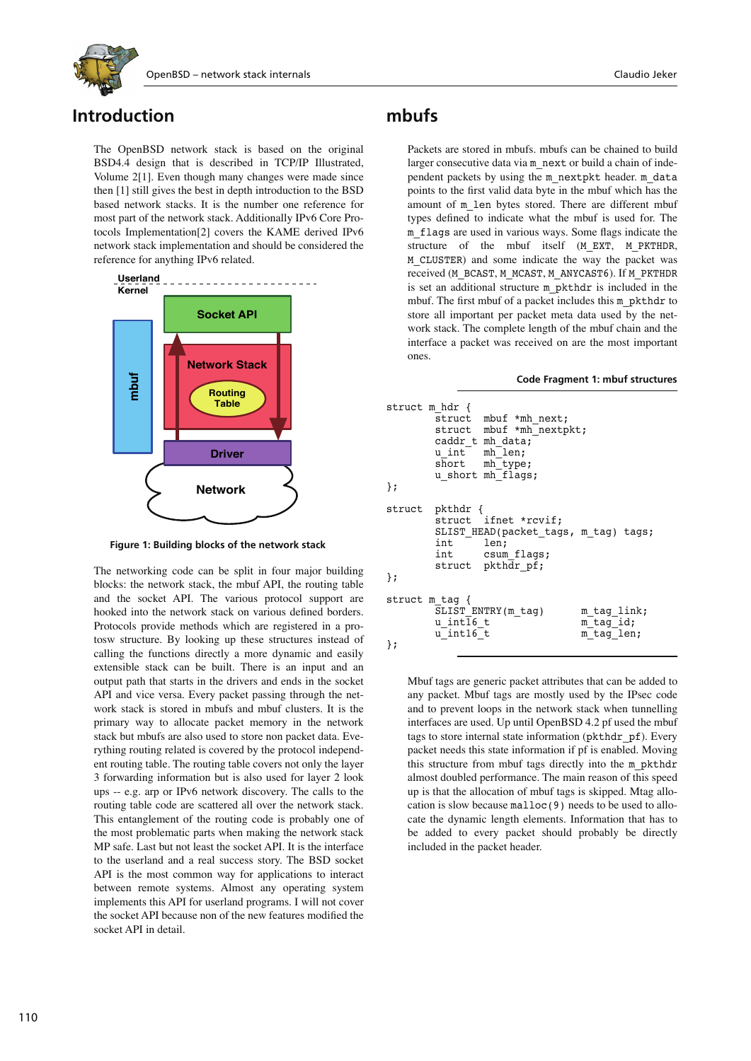## Introduction

The OpenBSD network stack is based on the original BSD4.4 design that is described in TCP/IP Illustrated, Volume 2[1]. Even though many changes were made since then [1] still gives the best in depth introduction to the BSD based network stacks. It is the number one reference for most part of the network stack. Additionally IPv6 Core Protocols Implementation[2] covers the KAME derived IPv6 network stack implementation and should be considered the reference for anything IPv6 related.

Figure 1: Building blocks of the network stack

The networking code can be split in four major building blocks: the network stack, the mbuf API, the routing table and the socket API. The various protocol support are hooked into the network stack on various defined borders. Protocols provide methods which are registered in a protosw structure. By looking up these structures instead of calling the functions directly a more dynamic and easily extensible stack can be built. There is an input and an output path that starts in the drivers and ends in the socket API and vice versa. Every packet passing through the network stack is stored in mbufs and mbuf clusters. It is the primary way to allocate packet memory in the network stack but mbufs are also used to store non packet data. Everything routing related is covered by the protocol independent routing table. The routing table covers not only the layer 3 forwarding information but is also used for layer 2 look ups -- e.g. arp or IPv6 network discovery. The calls to the routing table code are scattered all over the network stack. This entanglement of the routing code is probably one of the most problematic parts when making the network stack MP safe. Last but not least the socket API. It is the interface to the userland and a real success story. The BSD socket API is the most common way for applications to interact between remote systems. Almost any operating system implements this API for userland programs. I will not cover the socket API because non of the new features modified the socket API in detail.

## mbufs

Packets are stored in mbufs. mbufs can be chained to build larger consecutive data via `m_next` or build a chain of independent packets by using the `m_nextpkt` header. `m_data` points to the first valid data byte in the mbuf which has the amount of `m_len` bytes stored. There are different mbuf types defined to indicate what the mbuf is used for. The `m_flags` are used in various ways. Some flags indicate the structure of the mbuf itself (`M_EXT`, `M_PKTHDR`, `M_CLUSTER`) and some indicate the way the packet was received (`M_BCAST`, `M_MCAST`, `M_ANYCAST6`). If `M_PKTHDR` is set an additional structure `m_pkthdr` is included in the mbuf. The first mbuf of a packet includes this `m_pkthdr` to store all important per packet meta data used by the network stack. The complete length of the mbuf chain and the interface a packet was received on are the most important ones.

**Code Fragment 1: mbuf structures**

```
struct m_hdr {
        struct  mbuf *mh_next;
        struct  mbuf *mh_nextpkt;
        caddr_t mh_data;
        u_int   mh_len;
        short   mh_type;
        u_short mh_flags;
};

struct  pkthdr {
        struct  ifnet *rcvif;
        SLIST_HEAD(packet_tags, m_tag) tags;
        int     len;
        int     csum_flags;
        struct  pkthdr_pf;
};

struct m_tag {
        SLIST_ENTRY(m_tag)      m_tag_link;
        u_int16_t               m_tag_id;
        u_int16_t               m_tag_len;
};
```

Mbuf tags are generic packet attributes that can be added to any packet. Mbuf tags are mostly used by the IPsec code and to prevent loops in the network stack when tunnelling interfaces are used. Up until OpenBSD 4.2 pf used the mbuf tags to store internal state information (`pkthdr_pf`). Every packet needs this state information if pf is enabled. Moving this structure from mbuf tags directly into the `m_pkthdr` almost doubled performance. The main reason of this speed up is that the allocation of mbuf tags is skipped. Mtag allocation is slow because `malloc(9)` needs to be used to allocate the dynamic length elements. Information that has to be added to every packet should probably be directly included in the packet header.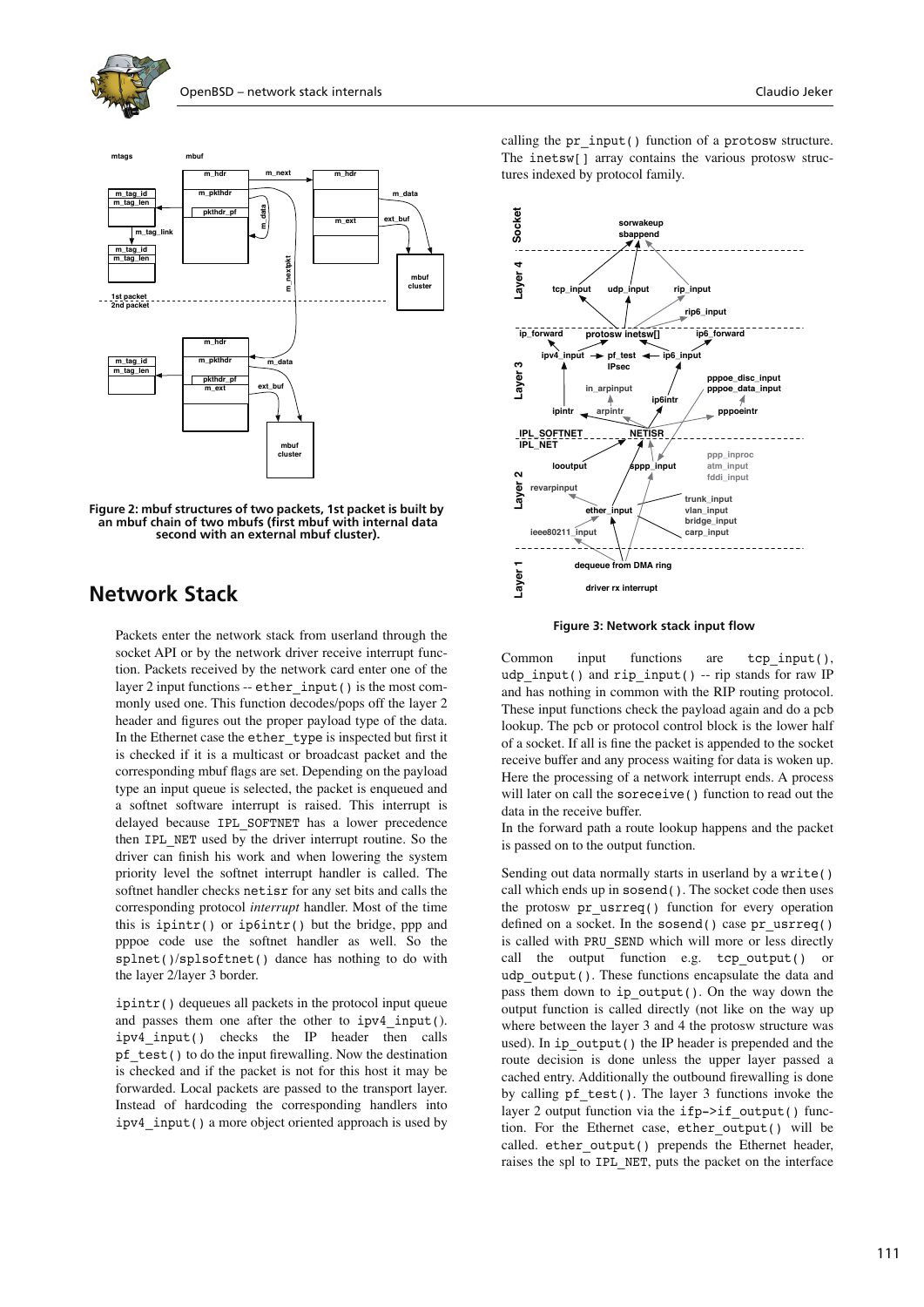Figure 2: mbuf structures of two packets, 1st packet is built by an mbuf chain of two mbufs (first mbuf with internal data second with an external mbuf cluster).

## Network Stack

Packets enter the network stack from userland through the socket API or by the network driver receive interrupt function. Packets received by the network card enter one of the layer 2 input functions -- `ether_input()` is the most commonly used one. This function decodes/pops off the layer 2 header and figures out the proper payload type of the data. In the Ethernet case the `ether_type` is inspected but first it is checked if it is a multicast or broadcast packet and the corresponding mbuf flags are set. Depending on the payload type an input queue is selected, the packet is enqueued and a softnet software interrupt is raised. This interrupt is delayed because `IPL_SOFTNET` has a lower precedence then `IPL_NET` used by the driver interrupt routine. So the driver can finish his work and when lowering the system priority level the softnet interrupt handler is called. The softnet handler checks `netisr` for any set bits and calls the corresponding protocol *interrupt* handler. Most of the time this is `ipintr()` or `ip6intr()` but the bridge, ppp and pppoe code use the softnet handler as well. So the `splnet()`/`splsoftnet()` dance has nothing to do with the layer 2/layer 3 border.

`ipintr()` dequeues all packets in the protocol input queue and passes them one after the other to `ipv4_input()`. `ipv4_input()` checks the IP header then calls `pf_test()` to do the input firewalling. Now the destination is checked and if the packet is not for this host it may be forwarded. Local packets are passed to the transport layer. Instead of hardcoding the corresponding handlers into `ipv4_input()` a more object oriented approach is used by calling the `pr_input()` function of a `protosw` structure. The `inetsw[]` array contains the various protosw structures indexed by protocol family.

Figure 3: Network stack input flow

Common input functions are `tcp_input()`, `udp_input()` and `rip_input()` -- rip stands for raw IP and has nothing in common with the RIP routing protocol. These input functions check the payload again and do a pcb lookup. The pcb or protocol control block is the lower half of a socket. If all is fine the packet is appended to the socket receive buffer and any process waiting for data is woken up. Here the processing of a network interrupt ends. A process will later on call the `soreceive()` function to read out the data in the receive buffer.
In the forward path a route lookup happens and the packet is passed on to the output function.

Sending out data normally starts in userland by a `write()` call which ends up in `sosend()`. The socket code then uses the protosw `pr_usrreq()` function for every operation defined on a socket. In the `sosend()` case `pr_usrreq()` is called with `PRU_SEND` which will more or less directly call the output function e.g. `tcp_output()` or `udp_output()`. These functions encapsulate the data and pass them down to `ip_output()`. On the way down the output function is called directly (not like on the way up where between the layer 3 and 4 the protosw structure was used). In `ip_output()` the IP header is prepended and the route decision is done unless the upper layer passed a cached entry. Additionally the outbound firewalling is done by calling `pf_test()`. The layer 3 functions invoke the layer 2 output function via the `ifp->if_output()` function. For the Ethernet case, `ether_output()` will be called. `ether_output()` prepends the Ethernet header, raises the spl to `IPL_NET`, puts the packet on the interface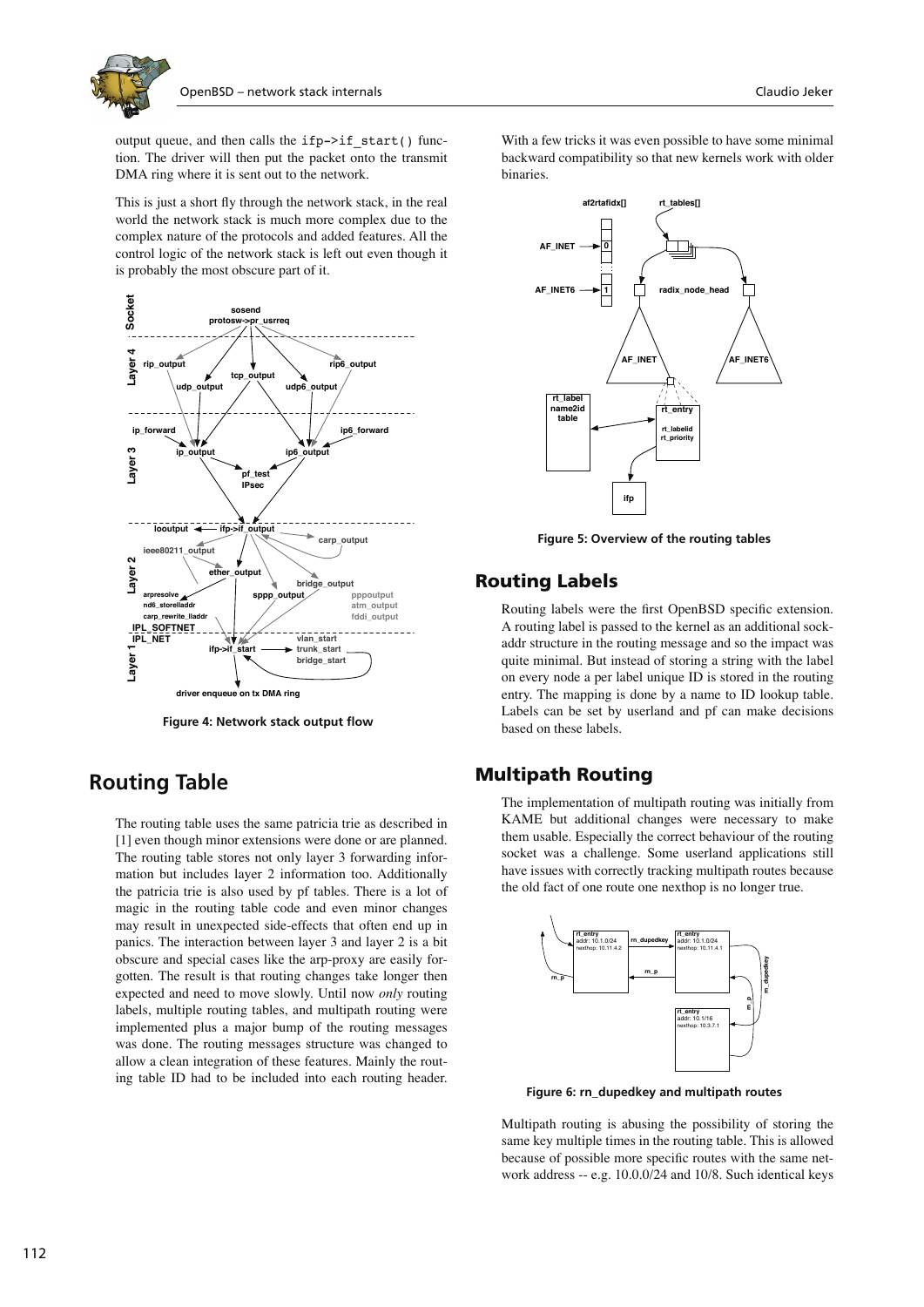output queue, and then calls the `ifp->if_start()` function. The driver will then put the packet onto the transmit DMA ring where it is sent out to the network.

This is just a short fly through the network stack, in the real world the network stack is much more complex due to the complex nature of the protocols and added features. All the control logic of the network stack is left out even though it is probably the most obscure part of it.

**Figure 4: Network stack output flow**

## Routing Table

The routing table uses the same patricia trie as described in [1] even though minor extensions were done or are planned. The routing table stores not only layer 3 forwarding information but includes layer 2 information too. Additionally the patricia trie is also used by pf tables. There is a lot of magic in the routing table code and even minor changes may result in unexpected side-effects that often end up in panics. The interaction between layer 3 and layer 2 is a bit obscure and special cases like the arp-proxy are easily forgotten. The result is that routing changes take longer then expected and need to move slowly. Until now *only* routing labels, multiple routing tables, and multipath routing were implemented plus a major bump of the routing messages was done. The routing messages structure was changed to allow a clean integration of these features. Mainly the routing table ID had to be included into each routing header. With a few tricks it was even possible to have some minimal backward compatibility so that new kernels work with older binaries.

**Figure 5: Overview of the routing tables**

## Routing Labels

Routing labels were the first OpenBSD specific extension. A routing label is passed to the kernel as an additional sockaddr structure in the routing message and so the impact was quite minimal. But instead of storing a string with the label on every node a per label unique ID is stored in the routing entry. The mapping is done by a name to ID lookup table. Labels can be set by userland and pf can make decisions based on these labels.

## Multipath Routing

The implementation of multipath routing was initially from KAME but additional changes were necessary to make them usable. Especially the correct behaviour of the routing socket was a challenge. Some userland applications still have issues with correctly tracking multipath routes because the old fact of one route one nexthop is no longer true.

**Figure 6: rn_dupedkey and multipath routes**

Multipath routing is abusing the possibility of storing the same key multiple times in the routing table. This is allowed because of possible more specific routes with the same network address -- e.g. 10.0.0/24 and 10/8. Such identical keys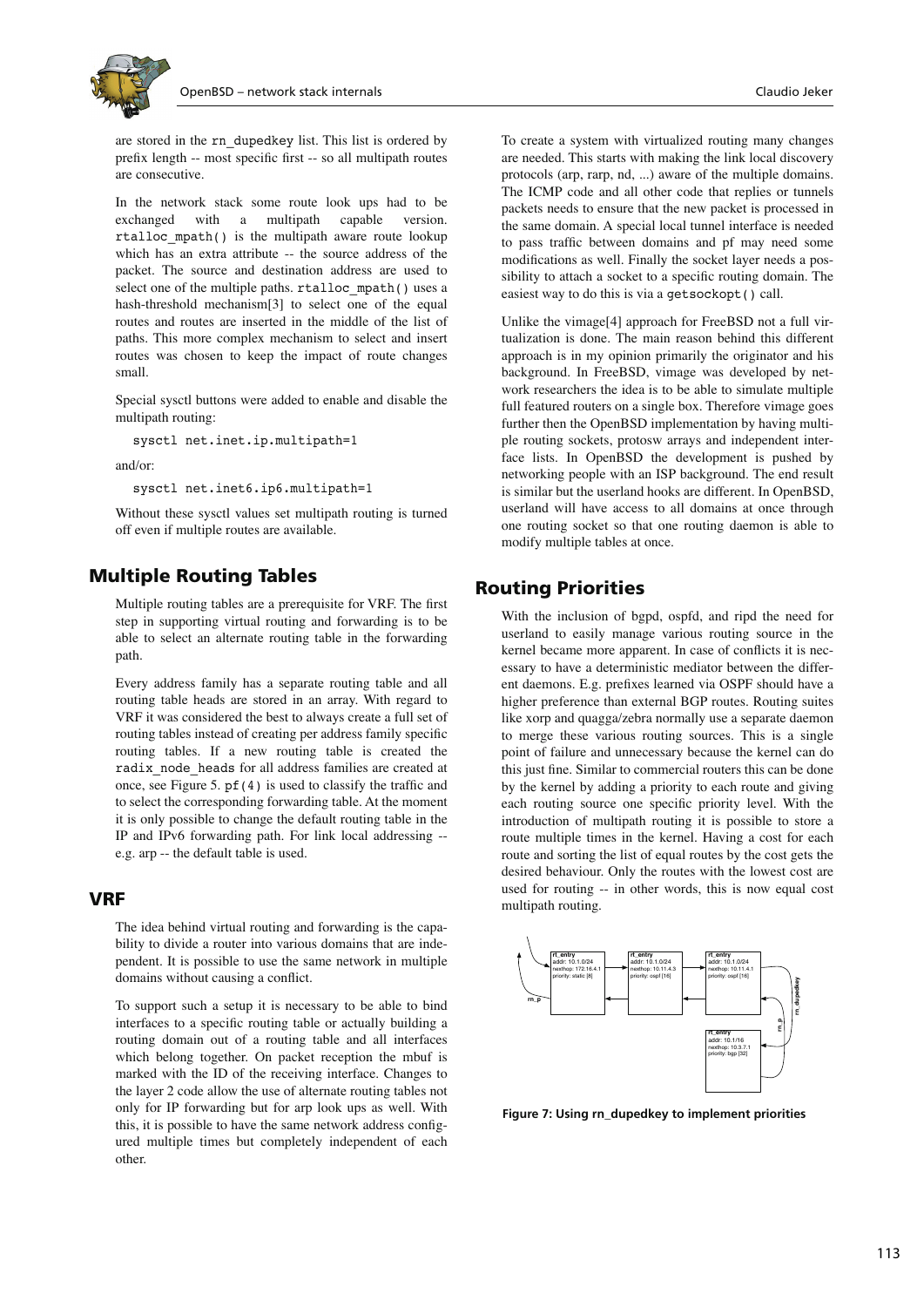are stored in the rn_dupedkey list. This list is ordered by prefix length -- most specific first -- so all multipath routes are consecutive.

In the network stack some route look ups had to be exchanged with a multipath capable version. `rtalloc_mpath()` is the multipath aware route lookup which has an extra attribute -- the source address of the packet. The source and destination address are used to select one of the multiple paths. `rtalloc_mpath()` uses a hash-threshold mechanism[3] to select one of the equal routes and routes are inserted in the middle of the list of paths. This more complex mechanism to select and insert routes was chosen to keep the impact of route changes small.

Special sysctl buttons were added to enable and disable the multipath routing:

```
sysctl net.inet.ip.multipath=1
```

and/or:

```
sysctl net.inet6.ip6.multipath=1
```

Without these sysctl values set multipath routing is turned off even if multiple routes are available.

## Multiple Routing Tables

Multiple routing tables are a prerequisite for VRF. The first step in supporting virtual routing and forwarding is to be able to select an alternate routing table in the forwarding path.

Every address family has a separate routing table and all routing table heads are stored in an array. With regard to VRF it was considered the best to always create a full set of routing tables instead of creating per address family specific routing tables. If a new routing table is created the `radix_node_heads` for all address families are created at once, see Figure 5. `pf(4)` is used to classify the traffic and to select the corresponding forwarding table. At the moment it is only possible to change the default routing table in the IP and IPv6 forwarding path. For link local addressing -- e.g. arp -- the default table is used.

### VRF

The idea behind virtual routing and forwarding is the capability to divide a router into various domains that are independent. It is possible to use the same network in multiple domains without causing a conflict.

To support such a setup it is necessary to be able to bind interfaces to a specific routing table or actually building a routing domain out of a routing table and all interfaces which belong together. On packet reception the mbuf is marked with the ID of the receiving interface. Changes to the layer 2 code allow the use of alternate routing tables not only for IP forwarding but for arp look ups as well. With this, it is possible to have the same network address configured multiple times but completely independent of each other.

To create a system with virtualized routing many changes are needed. This starts with making the link local discovery protocols (arp, rarp, nd, ...) aware of the multiple domains. The ICMP code and all other code that replies or tunnels packets needs to ensure that the new packet is processed in the same domain. A special local tunnel interface is needed to pass traffic between domains and pf may need some modifications as well. Finally the socket layer needs a possibility to attach a socket to a specific routing domain. The easiest way to do this is via a `getsockopt()` call.

Unlike the vimage[4] approach for FreeBSD not a full virtualization is done. The main reason behind this different approach is in my opinion primarily the originator and his background. In FreeBSD, vimage was developed by network researchers the idea is to be able to simulate multiple full featured routers on a single box. Therefore vimage goes further then the OpenBSD implementation by having multiple routing sockets, protosw arrays and independent interface lists. In OpenBSD the development is pushed by networking people with an ISP background. The end result is similar but the userland hooks are different. In OpenBSD, userland will have access to all domains at once through one routing socket so that one routing daemon is able to modify multiple tables at once.

## Routing Priorities

With the inclusion of bgpd, ospfd, and ripd the need for userland to easily manage various routing source in the kernel became more apparent. In case of conflicts it is necessary to have a deterministic mediator between the different daemons. E.g. prefixes learned via OSPF should have a higher preference than external BGP routes. Routing suites like xorp and quagga/zebra normally use a separate daemon to merge these various routing sources. This is a single point of failure and unnecessary because the kernel can do this just fine. Similar to commercial routers this can be done by the kernel by adding a priority to each route and giving each routing source one specific priority level. With the introduction of multipath routing it is possible to store a route multiple times in the kernel. Having a cost for each route and sorting the list of equal routes by the cost gets the desired behaviour. Only the routes with the lowest cost are used for routing -- in other words, this is now equal cost multipath routing.

**Figure 7: Using rn_dupedkey to implement priorities**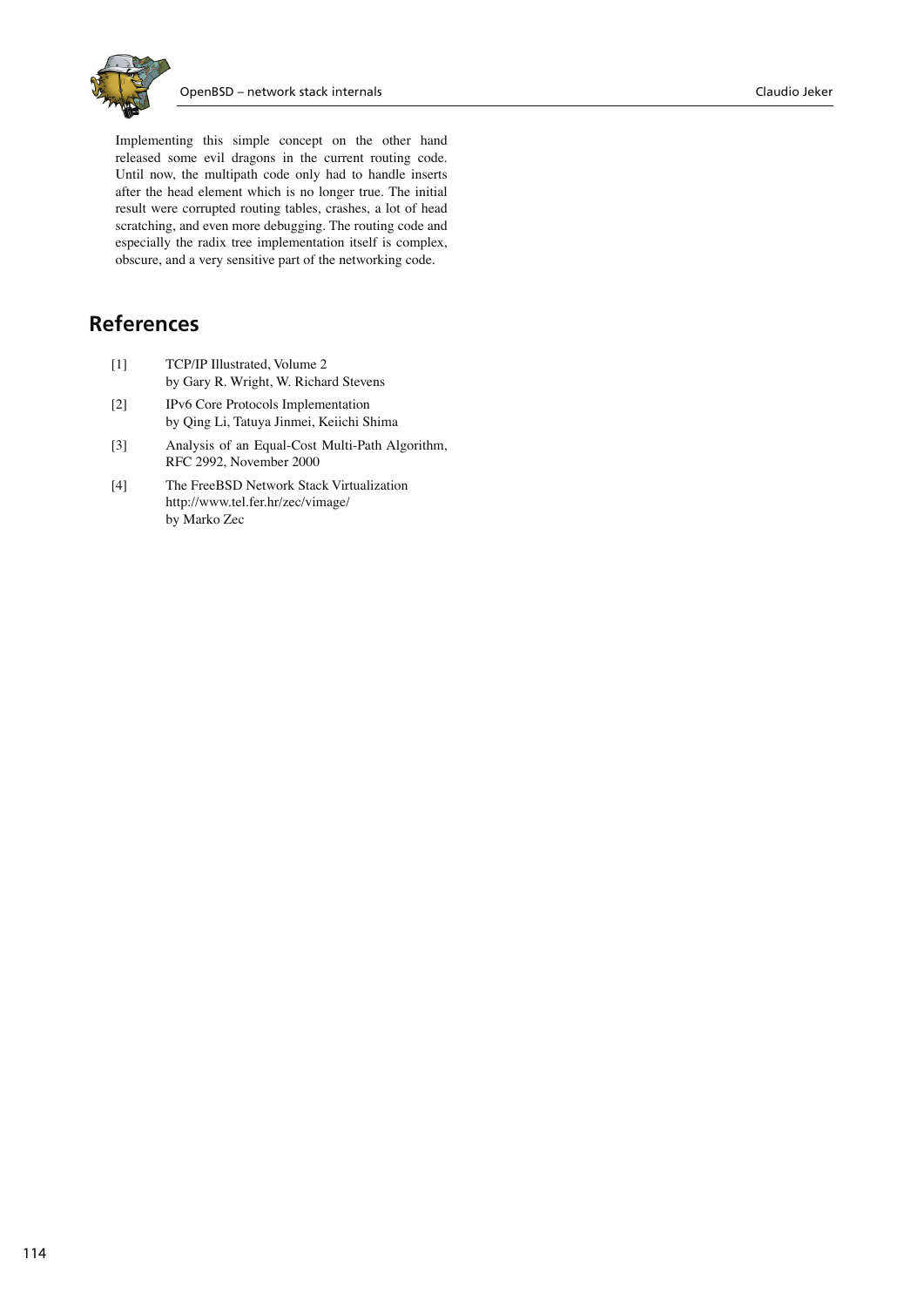Implementing this simple concept on the other hand released some evil dragons in the current routing code. Until now, the multipath code only had to handle inserts after the head element which is no longer true. The initial result were corrupted routing tables, crashes, a lot of head scratching, and even more debugging. The routing code and especially the radix tree implementation itself is complex, obscure, and a very sensitive part of the networking code.

## References

[1] TCP/IP Illustrated, Volume 2
by Gary R. Wright, W. Richard Stevens

[2] IPv6 Core Protocols Implementation
by Qing Li, Tatuya Jinmei, Keiichi Shima

[3] Analysis of an Equal-Cost Multi-Path Algorithm, RFC 2992, November 2000

[4] The FreeBSD Network Stack Virtualization
http://www.tel.fer.hr/zec/vimage/
by Marko Zec